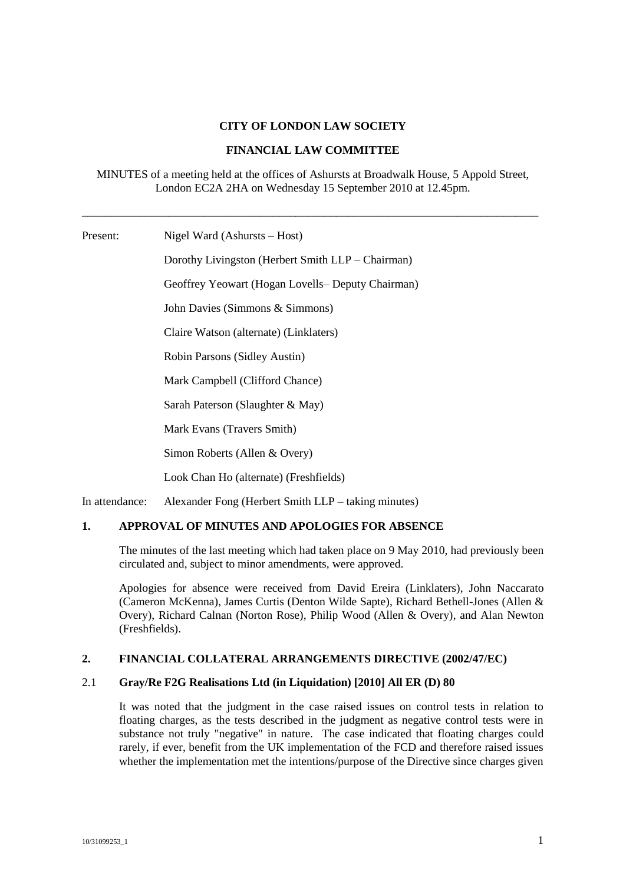**CITY OF LONDON LAW SOCIETY**

**FINANCIAL LAW COMMITTEE**

MINUTES of a meeting held at the offices of Ashursts at Broadwalk House, 5 Appold Street, London EC2A 2HA on Wednesday 15 September 2010 at 12.45pm.

---

Present: Nigel Ward (Ashursts – Host)

Dorothy Livingston (Herbert Smith LLP – Chairman)

Geoffrey Yeowart (Hogan Lovells– Deputy Chairman)

John Davies (Simmons & Simmons)

Claire Watson (alternate) (Linklaters)

Robin Parsons (Sidley Austin)

Mark Campbell (Clifford Chance)

Sarah Paterson (Slaughter & May)

Mark Evans (Travers Smith)

Simon Roberts (Allen & Overy)

Look Chan Ho (alternate) (Freshfields)

In attendance: Alexander Fong (Herbert Smith LLP – taking minutes)

## 1. APPROVAL OF MINUTES AND APOLOGIES FOR ABSENCE

The minutes of the last meeting which had taken place on 9 May 2010, had previously been circulated and, subject to minor amendments, were approved.

Apologies for absence were received from David Ereira (Linklaters), John Naccarato (Cameron McKenna), James Curtis (Denton Wilde Sapte), Richard Bethell-Jones (Allen & Overy), Richard Calnan (Norton Rose), Philip Wood (Allen & Overy), and Alan Newton (Freshfields).

## 2. FINANCIAL COLLATERAL ARRANGEMENTS DIRECTIVE (2002/47/EC)

### 2.1 Gray/Re F2G Realisations Ltd (in Liquidation) [2010] All ER (D) 80

It was noted that the judgment in the case raised issues on control tests in relation to floating charges, as the tests described in the judgment as negative control tests were in substance not truly "negative" in nature. The case indicated that floating charges could rarely, if ever, benefit from the UK implementation of the FCD and therefore raised issues whether the implementation met the intentions/purpose of the Directive since charges given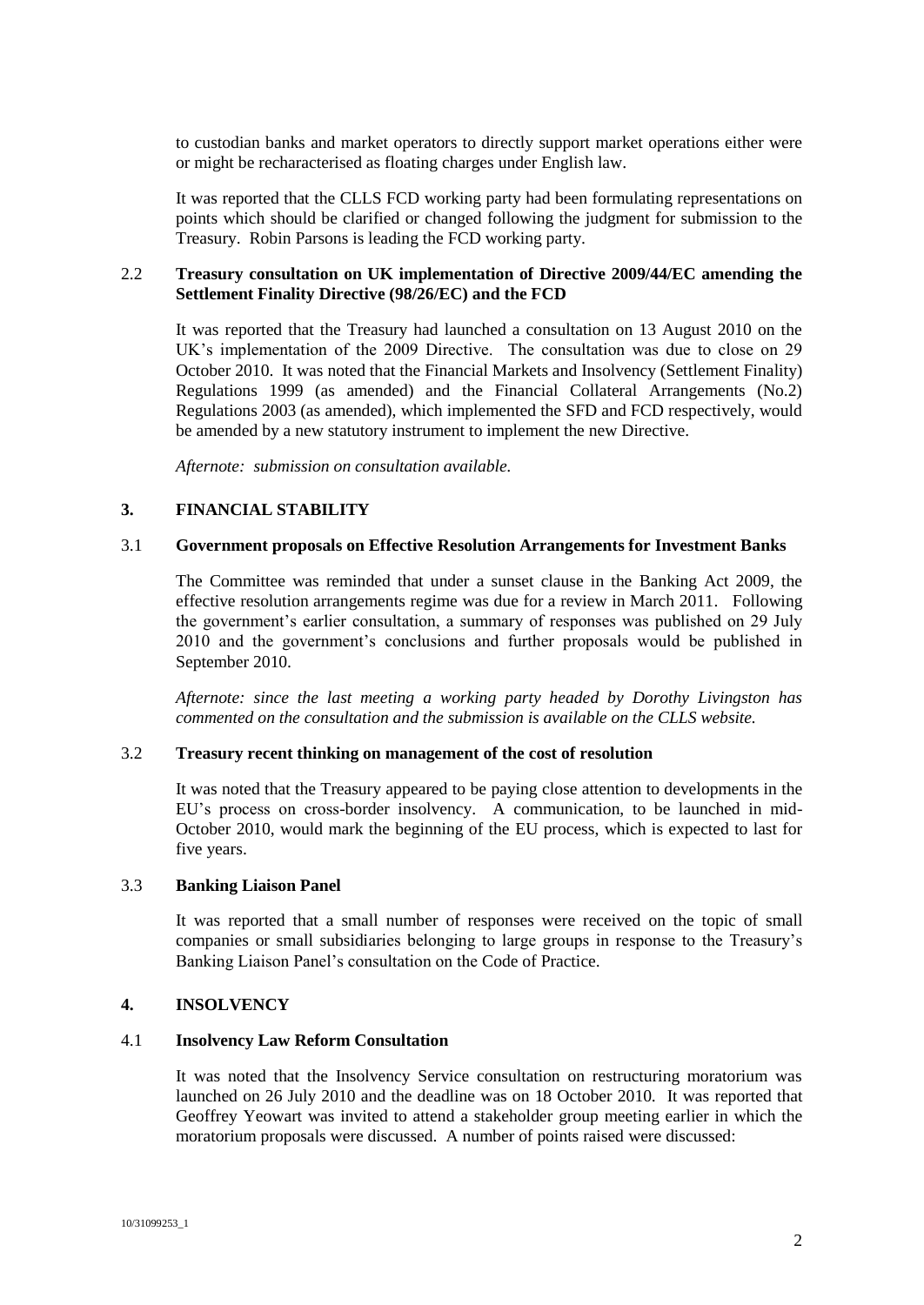to custodian banks and market operators to directly support market operations either were or might be recharacterised as floating charges under English law.

It was reported that the CLLS FCD working party had been formulating representations on points which should be clarified or changed following the judgment for submission to the Treasury. Robin Parsons is leading the FCD working party.

### 2.2 Treasury consultation on UK implementation of Directive 2009/44/EC amending the Settlement Finality Directive (98/26/EC) and the FCD

It was reported that the Treasury had launched a consultation on 13 August 2010 on the UK's implementation of the 2009 Directive. The consultation was due to close on 29 October 2010. It was noted that the Financial Markets and Insolvency (Settlement Finality) Regulations 1999 (as amended) and the Financial Collateral Arrangements (No.2) Regulations 2003 (as amended), which implemented the SFD and FCD respectively, would be amended by a new statutory instrument to implement the new Directive.

*Afternote: submission on consultation available.*

## 3. FINANCIAL STABILITY

### 3.1 Government proposals on Effective Resolution Arrangements for Investment Banks

The Committee was reminded that under a sunset clause in the Banking Act 2009, the effective resolution arrangements regime was due for a review in March 2011. Following the government's earlier consultation, a summary of responses was published on 29 July 2010 and the government's conclusions and further proposals would be published in September 2010.

*Afternote: since the last meeting a working party headed by Dorothy Livingston has commented on the consultation and the submission is available on the CLLS website.*

### 3.2 Treasury recent thinking on management of the cost of resolution

It was noted that the Treasury appeared to be paying close attention to developments in the EU's process on cross-border insolvency. A communication, to be launched in mid-October 2010, would mark the beginning of the EU process, which is expected to last for five years.

### 3.3 Banking Liaison Panel

It was reported that a small number of responses were received on the topic of small companies or small subsidiaries belonging to large groups in response to the Treasury's Banking Liaison Panel's consultation on the Code of Practice.

## 4. INSOLVENCY

### 4.1 Insolvency Law Reform Consultation

It was noted that the Insolvency Service consultation on restructuring moratorium was launched on 26 July 2010 and the deadline was on 18 October 2010. It was reported that Geoffrey Yeowart was invited to attend a stakeholder group meeting earlier in which the moratorium proposals were discussed. A number of points raised were discussed: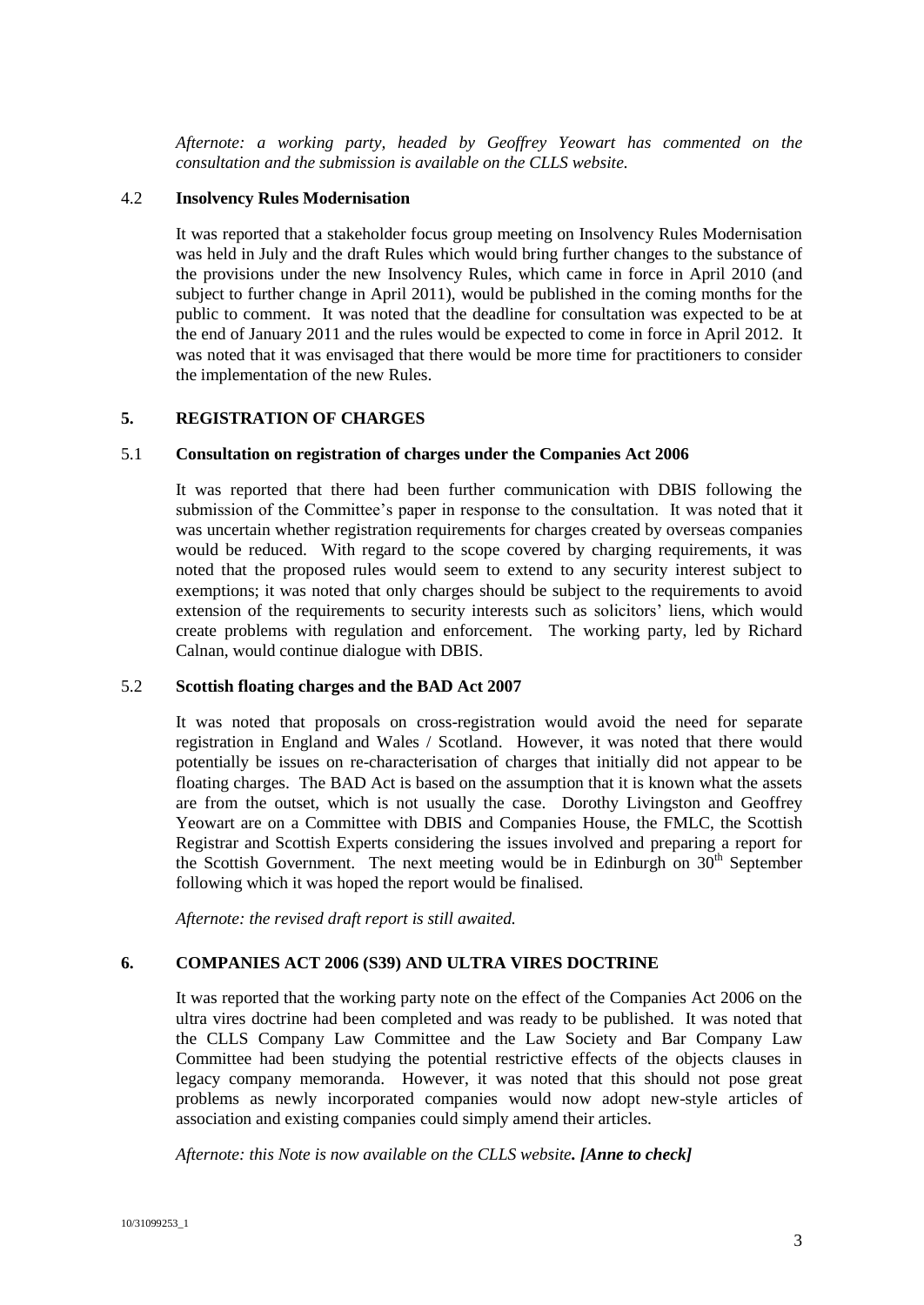*Afternote: a working party, headed by Geoffrey Yeowart has commented on the consultation and the submission is available on the CLLS website.*

### 4.2 Insolvency Rules Modernisation

It was reported that a stakeholder focus group meeting on Insolvency Rules Modernisation was held in July and the draft Rules which would bring further changes to the substance of the provisions under the new Insolvency Rules, which came in force in April 2010 (and subject to further change in April 2011), would be published in the coming months for the public to comment. It was noted that the deadline for consultation was expected to be at the end of January 2011 and the rules would be expected to come in force in April 2012. It was noted that it was envisaged that there would be more time for practitioners to consider the implementation of the new Rules.

## 5. REGISTRATION OF CHARGES

### 5.1 Consultation on registration of charges under the Companies Act 2006

It was reported that there had been further communication with DBIS following the submission of the Committee's paper in response to the consultation. It was noted that it was uncertain whether registration requirements for charges created by overseas companies would be reduced. With regard to the scope covered by charging requirements, it was noted that the proposed rules would seem to extend to any security interest subject to exemptions; it was noted that only charges should be subject to the requirements to avoid extension of the requirements to security interests such as solicitors' liens, which would create problems with regulation and enforcement. The working party, led by Richard Calnan, would continue dialogue with DBIS.

### 5.2 Scottish floating charges and the BAD Act 2007

It was noted that proposals on cross-registration would avoid the need for separate registration in England and Wales / Scotland. However, it was noted that there would potentially be issues on re-characterisation of charges that initially did not appear to be floating charges. The BAD Act is based on the assumption that it is known what the assets are from the outset, which is not usually the case. Dorothy Livingston and Geoffrey Yeowart are on a Committee with DBIS and Companies House, the FMLC, the Scottish Registrar and Scottish Experts considering the issues involved and preparing a report for the Scottish Government. The next meeting would be in Edinburgh on 30th September following which it was hoped the report would be finalised.

*Afternote: the revised draft report is still awaited.*

## 6. COMPANIES ACT 2006 (S39) AND ULTRA VIRES DOCTRINE

It was reported that the working party note on the effect of the Companies Act 2006 on the ultra vires doctrine had been completed and was ready to be published. It was noted that the CLLS Company Law Committee and the Law Society and Bar Company Law Committee had been studying the potential restrictive effects of the objects clauses in legacy company memoranda. However, it was noted that this should not pose great problems as newly incorporated companies would now adopt new-style articles of association and existing companies could simply amend their articles.

*Afternote: this Note is now available on the CLLS website.* ***[Anne to check]***

10/31099253_1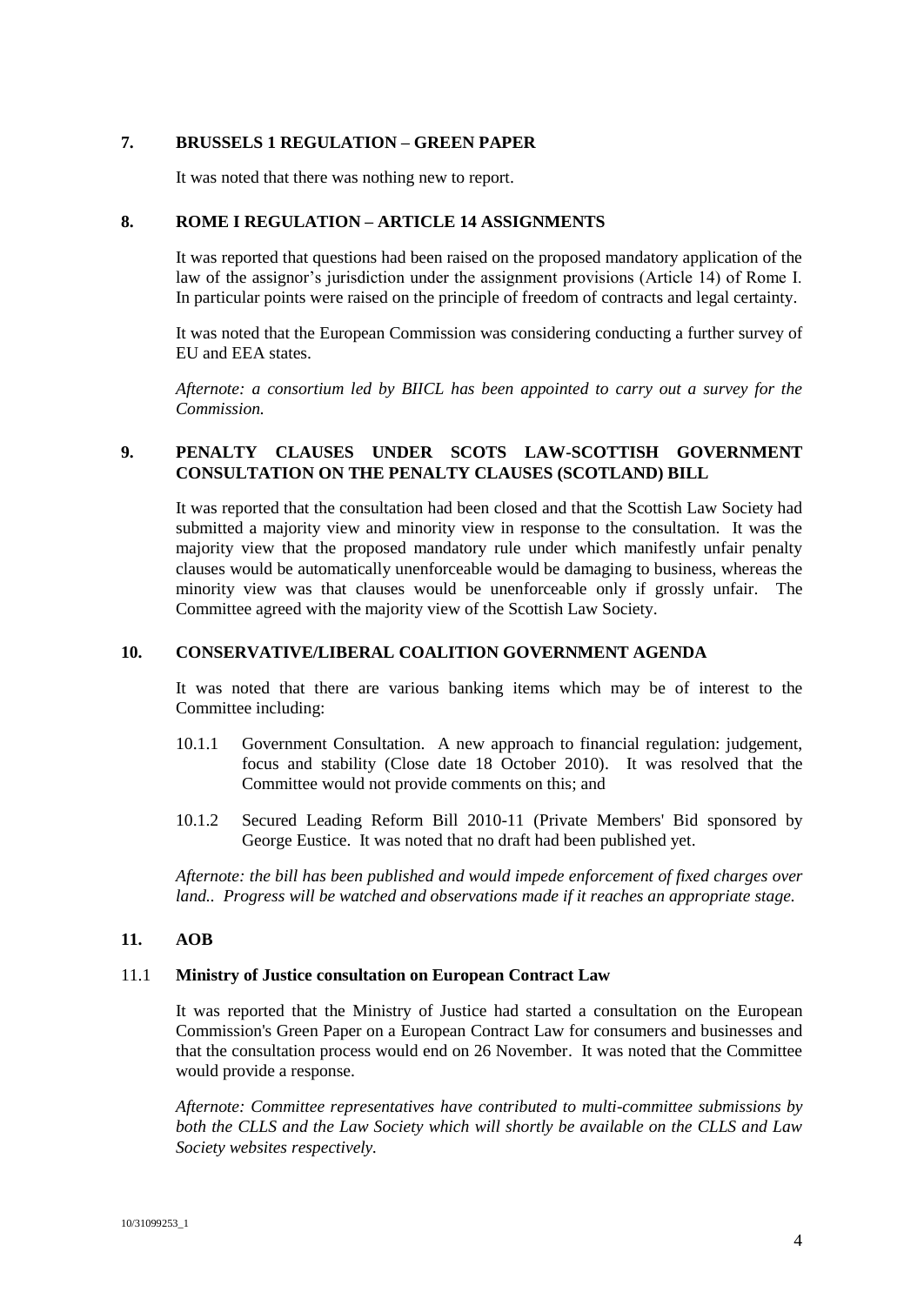## 7. BRUSSELS 1 REGULATION – GREEN PAPER

It was noted that there was nothing new to report.

## 8. ROME I REGULATION – ARTICLE 14 ASSIGNMENTS

It was reported that questions had been raised on the proposed mandatory application of the law of the assignor's jurisdiction under the assignment provisions (Article 14) of Rome I. In particular points were raised on the principle of freedom of contracts and legal certainty.

It was noted that the European Commission was considering conducting a further survey of EU and EEA states.

*Afternote: a consortium led by BIICL has been appointed to carry out a survey for the Commission.*

## 9. PENALTY CLAUSES UNDER SCOTS LAW-SCOTTISH GOVERNMENT CONSULTATION ON THE PENALTY CLAUSES (SCOTLAND) BILL

It was reported that the consultation had been closed and that the Scottish Law Society had submitted a majority view and minority view in response to the consultation. It was the majority view that the proposed mandatory rule under which manifestly unfair penalty clauses would be automatically unenforceable would be damaging to business, whereas the minority view was that clauses would be unenforceable only if grossly unfair. The Committee agreed with the majority view of the Scottish Law Society.

## 10. CONSERVATIVE/LIBERAL COALITION GOVERNMENT AGENDA

It was noted that there are various banking items which may be of interest to the Committee including:

10.1.1 Government Consultation. A new approach to financial regulation: judgement, focus and stability (Close date 18 October 2010). It was resolved that the Committee would not provide comments on this; and

10.1.2 Secured Leading Reform Bill 2010-11 (Private Members' Bid sponsored by George Eustice. It was noted that no draft had been published yet.

*Afternote: the bill has been published and would impede enforcement of fixed charges over land.. Progress will be watched and observations made if it reaches an appropriate stage.*

## 11. AOB

### 11.1 Ministry of Justice consultation on European Contract Law

It was reported that the Ministry of Justice had started a consultation on the European Commission's Green Paper on a European Contract Law for consumers and businesses and that the consultation process would end on 26 November. It was noted that the Committee would provide a response.

*Afternote: Committee representatives have contributed to multi-committee submissions by both the CLLS and the Law Society which will shortly be available on the CLLS and Law Society websites respectively.*

10/31099253_1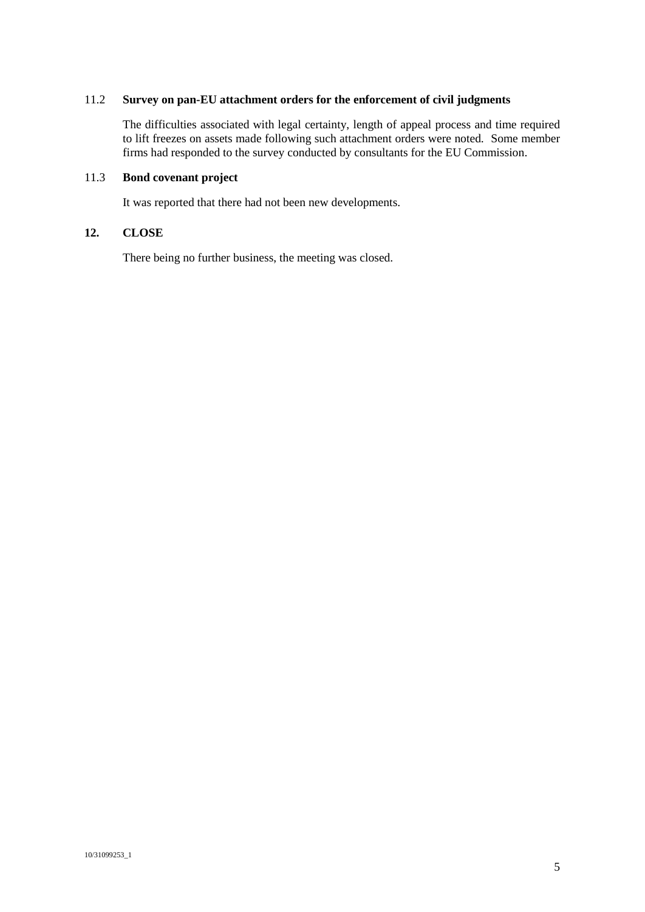### 11.2 Survey on pan-EU attachment orders for the enforcement of civil judgments

The difficulties associated with legal certainty, length of appeal process and time required to lift freezes on assets made following such attachment orders were noted. Some member firms had responded to the survey conducted by consultants for the EU Commission.

### 11.3 Bond covenant project

It was reported that there had not been new developments.

## 12. CLOSE

There being no further business, the meeting was closed.